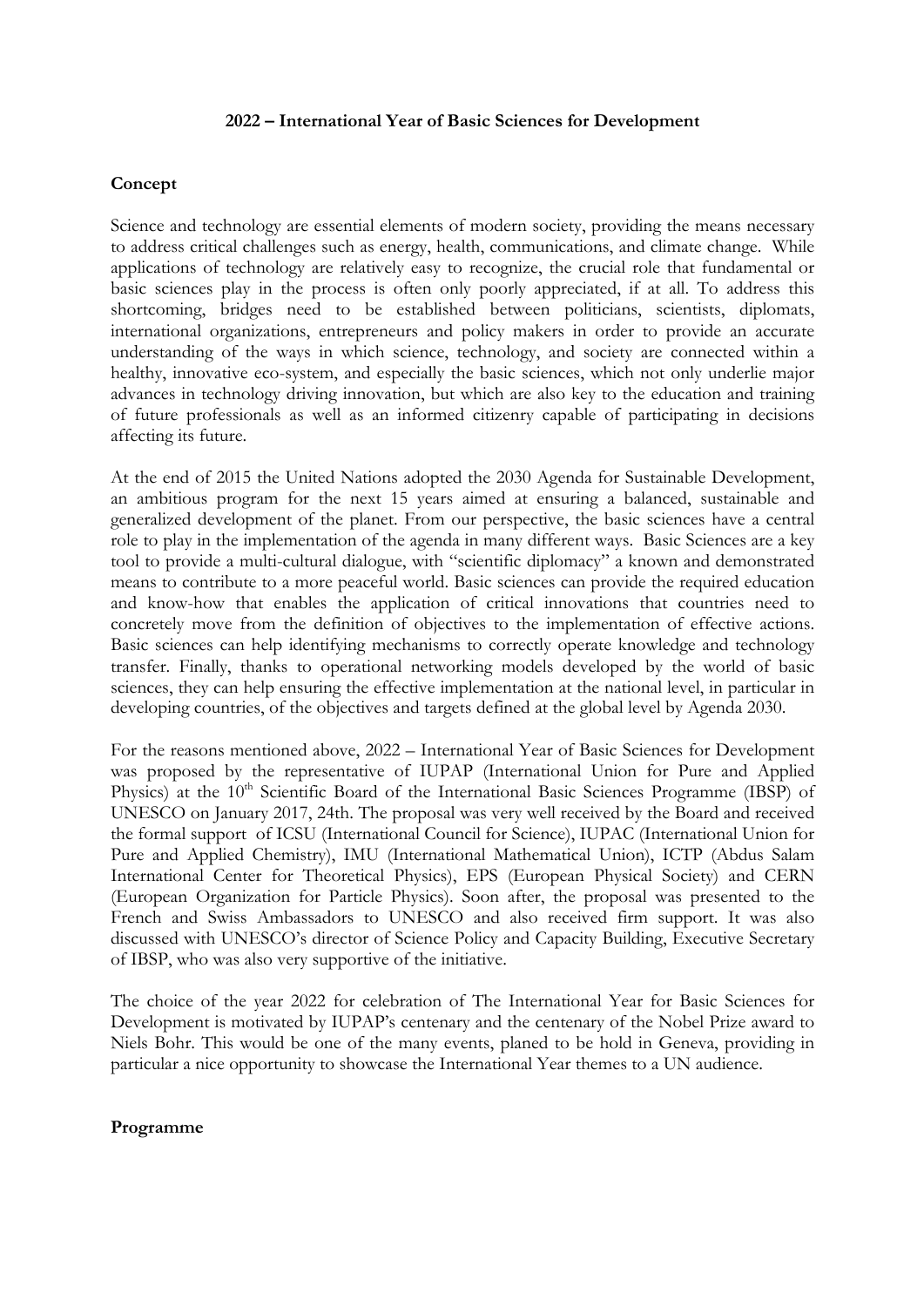# 2022 – International Year of Basic Sciences for Development

## Concept

Science and technology are essential elements of modern society, providing the means necessary to address critical challenges such as energy, health, communications, and climate change. While applications of technology are relatively easy to recognize, the crucial role that fundamental or basic sciences play in the process is often only poorly appreciated, if at all. To address this shortcoming, bridges need to be established between politicians, scientists, diplomats, international organizations, entrepreneurs and policy makers in order to provide an accurate understanding of the ways in which science, technology, and society are connected within a healthy, innovative eco-system, and especially the basic sciences, which not only underlie major advances in technology driving innovation, but which are also key to the education and training of future professionals as well as an informed citizenry capable of participating in decisions affecting its future.

At the end of 2015 the United Nations adopted the 2030 Agenda for Sustainable Development, an ambitious program for the next 15 years aimed at ensuring a balanced, sustainable and generalized development of the planet. From our perspective, the basic sciences have a central role to play in the implementation of the agenda in many different ways. Basic Sciences are a key tool to provide a multi-cultural dialogue, with "scientific diplomacy" a known and demonstrated means to contribute to a more peaceful world. Basic sciences can provide the required education and know-how that enables the application of critical innovations that countries need to concretely move from the definition of objectives to the implementation of effective actions. Basic sciences can help identifying mechanisms to correctly operate knowledge and technology transfer. Finally, thanks to operational networking models developed by the world of basic sciences, they can help ensuring the effective implementation at the national level, in particular in developing countries, of the objectives and targets defined at the global level by Agenda 2030.

For the reasons mentioned above, 2022 – International Year of Basic Sciences for Development was proposed by the representative of IUPAP (International Union for Pure and Applied Physics) at the 10th Scientific Board of the International Basic Sciences Programme (IBSP) of UNESCO on January 2017, 24th. The proposal was very well received by the Board and received the formal support of ICSU (International Council for Science), IUPAC (International Union for Pure and Applied Chemistry), IMU (International Mathematical Union), ICTP (Abdus Salam International Center for Theoretical Physics), EPS (European Physical Society) and CERN (European Organization for Particle Physics). Soon after, the proposal was presented to the French and Swiss Ambassadors to UNESCO and also received firm support. It was also discussed with UNESCO's director of Science Policy and Capacity Building, Executive Secretary of IBSP, who was also very supportive of the initiative.

The choice of the year 2022 for celebration of The International Year for Basic Sciences for Development is motivated by IUPAP's centenary and the centenary of the Nobel Prize award to Niels Bohr. This would be one of the many events, planed to be hold in Geneva, providing in particular a nice opportunity to showcase the International Year themes to a UN audience.

## Programme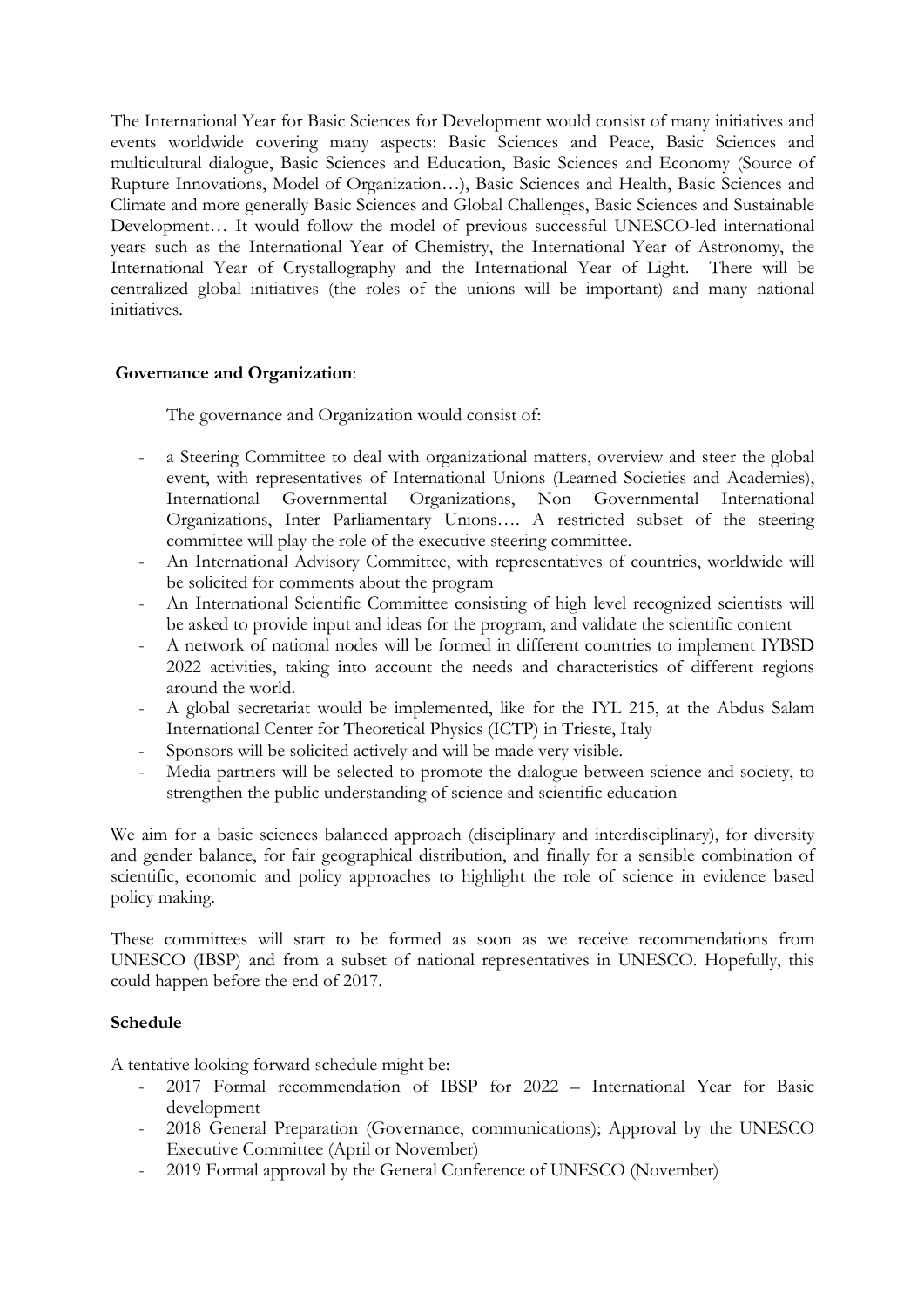The International Year for Basic Sciences for Development would consist of many initiatives and events worldwide covering many aspects: Basic Sciences and Peace, Basic Sciences and multicultural dialogue, Basic Sciences and Education, Basic Sciences and Economy (Source of Rupture Innovations, Model of Organization…), Basic Sciences and Health, Basic Sciences and Climate and more generally Basic Sciences and Global Challenges, Basic Sciences and Sustainable Development… It would follow the model of previous successful UNESCO-led international years such as the International Year of Chemistry, the International Year of Astronomy, the International Year of Crystallography and the International Year of Light. There will be centralized global initiatives (the roles of the unions will be important) and many national initiatives.

**Governance and Organization**:

The governance and Organization would consist of:

- a Steering Committee to deal with organizational matters, overview and steer the global event, with representatives of International Unions (Learned Societies and Academies), International Governmental Organizations, Non Governmental International Organizations, Inter Parliamentary Unions…. A restricted subset of the steering committee will play the role of the executive steering committee.
- An International Advisory Committee, with representatives of countries, worldwide will be solicited for comments about the program
- An International Scientific Committee consisting of high level recognized scientists will be asked to provide input and ideas for the program, and validate the scientific content
- A network of national nodes will be formed in different countries to implement IYBSD 2022 activities, taking into account the needs and characteristics of different regions around the world.
- A global secretariat would be implemented, like for the IYL 215, at the Abdus Salam International Center for Theoretical Physics (ICTP) in Trieste, Italy
- Sponsors will be solicited actively and will be made very visible.
- Media partners will be selected to promote the dialogue between science and society, to strengthen the public understanding of science and scientific education

We aim for a basic sciences balanced approach (disciplinary and interdisciplinary), for diversity and gender balance, for fair geographical distribution, and finally for a sensible combination of scientific, economic and policy approaches to highlight the role of science in evidence based policy making.

These committees will start to be formed as soon as we receive recommendations from UNESCO (IBSP) and from a subset of national representatives in UNESCO. Hopefully, this could happen before the end of 2017.

**Schedule**

A tentative looking forward schedule might be:

- 2017 Formal recommendation of IBSP for 2022 – International Year for Basic development
- 2018 General Preparation (Governance, communications); Approval by the UNESCO Executive Committee (April or November)
- 2019 Formal approval by the General Conference of UNESCO (November)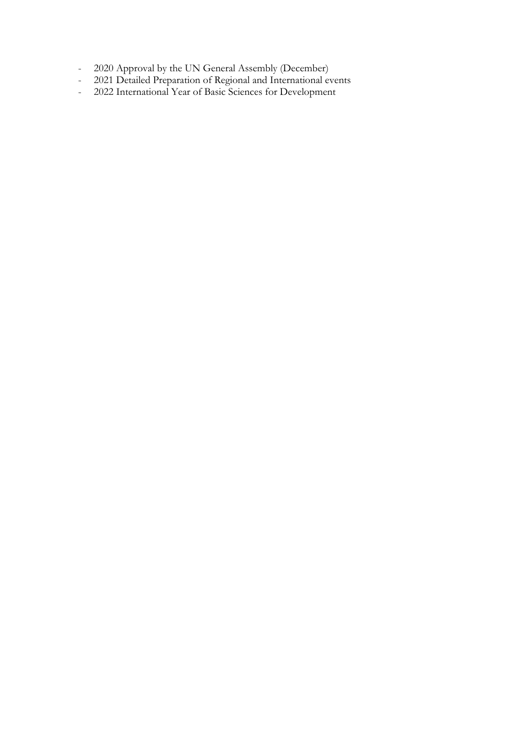- 2020 Approval by the UN General Assembly (December)
- 2021 Detailed Preparation of Regional and International events
- 2022 International Year of Basic Sciences for Development